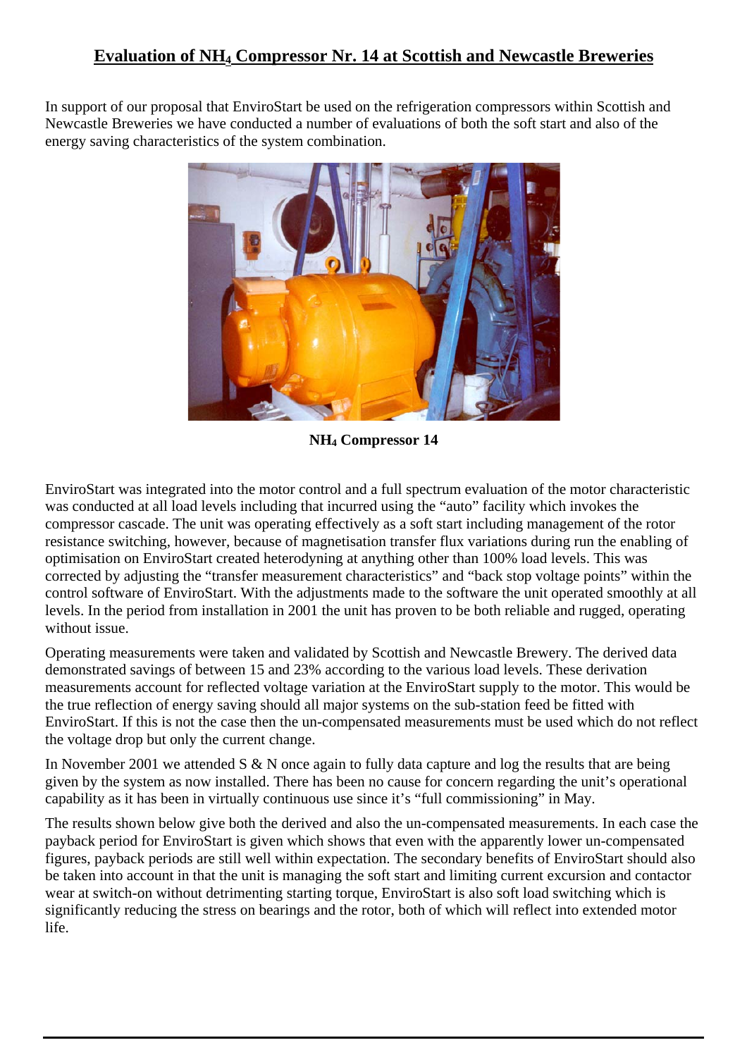# Evaluation of $NH_4$ Compressor Nr. 14 at Scottish and Newcastle Breweries

In support of our proposal that EnviroStart be used on the refrigeration compressors within Scottish and Newcastle Breweries we have conducted a number of evaluations of both the soft start and also of the energy saving characteristics of the system combination.

**$NH_4$ Compressor 14**

EnviroStart was integrated into the motor control and a full spectrum evaluation of the motor characteristic was conducted at all load levels including that incurred using the "auto" facility which invokes the compressor cascade. The unit was operating effectively as a soft start including management of the rotor resistance switching, however, because of magnetisation transfer flux variations during run the enabling of optimisation on EnviroStart created heterodyning at anything other than 100% load levels. This was corrected by adjusting the "transfer measurement characteristics" and "back stop voltage points" within the control software of EnviroStart. With the adjustments made to the software the unit operated smoothly at all levels. In the period from installation in 2001 the unit has proven to be both reliable and rugged, operating without issue.

Operating measurements were taken and validated by Scottish and Newcastle Brewery. The derived data demonstrated savings of between 15 and 23% according to the various load levels. These derivation measurements account for reflected voltage variation at the EnviroStart supply to the motor. This would be the true reflection of energy saving should all major systems on the sub-station feed be fitted with EnviroStart. If this is not the case then the un-compensated measurements must be used which do not reflect the voltage drop but only the current change.

In November 2001 we attended S & N once again to fully data capture and log the results that are being given by the system as now installed. There has been no cause for concern regarding the unit's operational capability as it has been in virtually continuous use since it's "full commissioning" in May.

The results shown below give both the derived and also the un-compensated measurements. In each case the payback period for EnviroStart is given which shows that even with the apparently lower un-compensated figures, payback periods are still well within expectation. The secondary benefits of EnviroStart should also be taken into account in that the unit is managing the soft start and limiting current excursion and contactor wear at switch-on without detrimenting starting torque, EnviroStart is also soft load switching which is significantly reducing the stress on bearings and the rotor, both of which will reflect into extended motor life.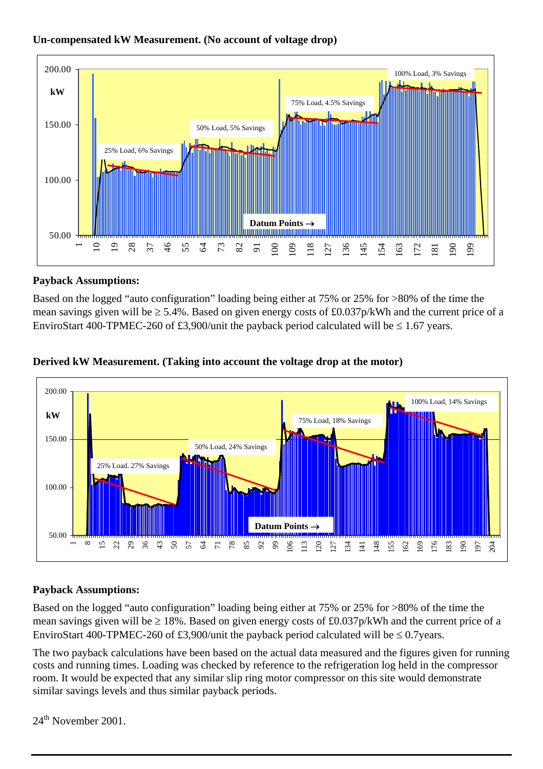**Un-compensated kW Measurement. (No account of voltage drop)**

200.00
kW
150.00
100.00
50.00

25% Load, 6% Savings
50% Load, 5% Savings
75% Load, 4.5% Savings
100% Load, 3% Savings
Datum Points →

1 10 19 28 37 46 55 64 73 82 91 100 109 118 127 136 145 154 163 172 181 190 199

**Payback Assumptions:**

Based on the logged "auto configuration" loading being either at 75% or 25% for >80% of the time the mean savings given will be ≥ 5.4%. Based on given energy costs of £0.037p/kWh and the current price of a EnviroStart 400-TPMEC-260 of £3,900/unit the payback period calculated will be ≤ 1.67 years.

**Derived kW Measurement. (Taking into account the voltage drop at the motor)**

200.00
kW
150.00
100.00
50.00

25% Load. 27% Savings
50% Load, 24% Savings
75% Load, 18% Savings
100% Load, 14% Savings
Datum Points →

1 8 15 22 29 36 43 50 57 64 71 78 85 92 99 106 113 120 127 134 141 148 155 162 169 176 183 190 197 204

**Payback Assumptions:**

Based on the logged "auto configuration" loading being either at 75% or 25% for >80% of the time the mean savings given will be ≥ 18%. Based on given energy costs of £0.037p/kWh and the current price of a EnviroStart 400-TPMEC-260 of £3,900/unit the payback period calculated will be ≤ 0.7years.

The two payback calculations have been based on the actual data measured and the figures given for running costs and running times. Loading was checked by reference to the refrigeration log held in the compressor room. It would be expected that any similar slip ring motor compressor on this site would demonstrate similar savings levels and thus similar payback periods.

24th November 2001.